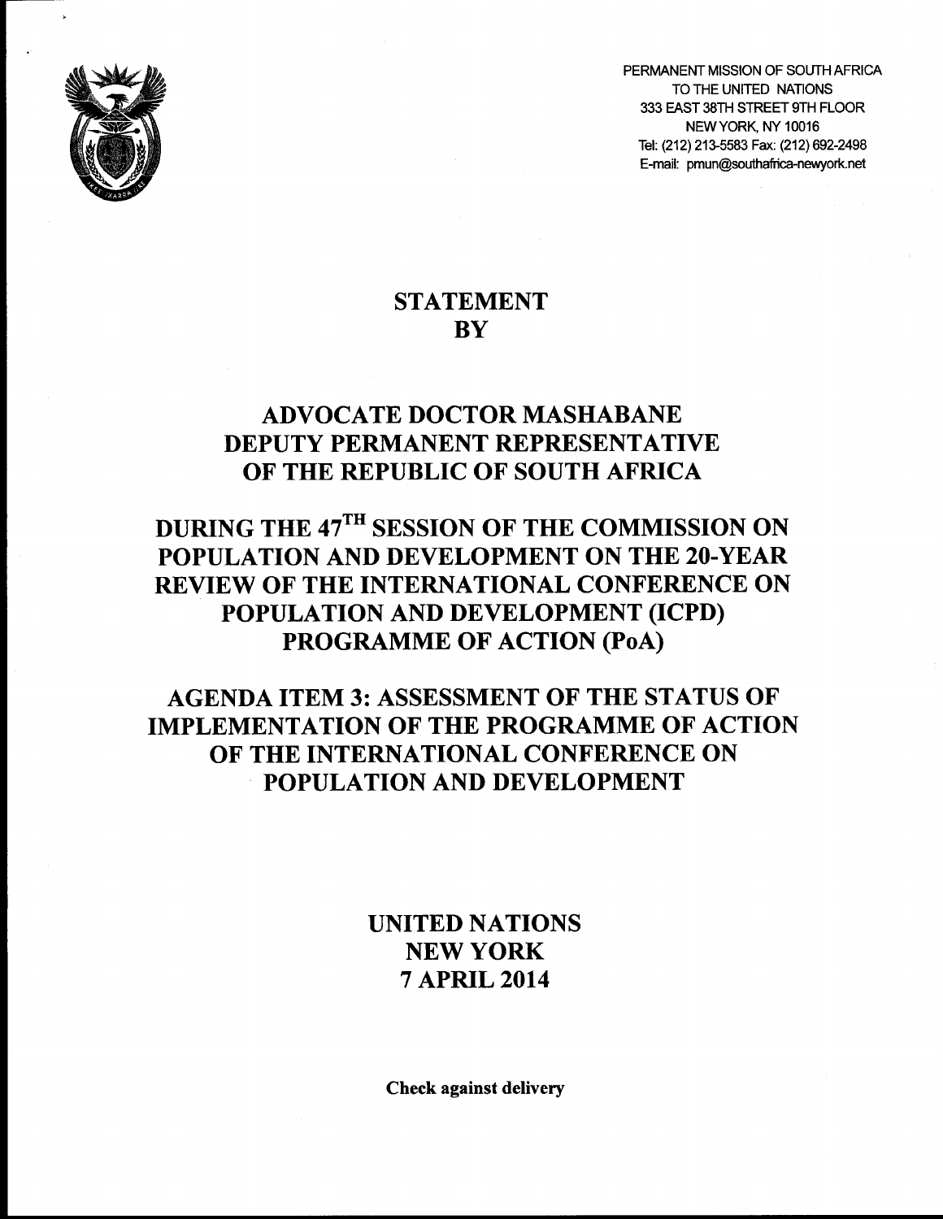PERMANENT MISSION OF SOUTH AFRICA
TO THE UNITED NATIONS
333 EAST 38TH STREET 9TH FLOOR
NEW YORK, NY 10016
Tel: (212) 213-5583 Fax: (212) 692-2498
E-mail: pmun@southafrica-newyork.net

# STATEMENT BY

## ADVOCATE DOCTOR MASHABANE DEPUTY PERMANENT REPRESENTATIVE OF THE REPUBLIC OF SOUTH AFRICA

## DURING THE 47TH SESSION OF THE COMMISSION ON POPULATION AND DEVELOPMENT ON THE 20-YEAR REVIEW OF THE INTERNATIONAL CONFERENCE ON POPULATION AND DEVELOPMENT (ICPD) PROGRAMME OF ACTION (PoA)

## AGENDA ITEM 3: ASSESSMENT OF THE STATUS OF IMPLEMENTATION OF THE PROGRAMME OF ACTION OF THE INTERNATIONAL CONFERENCE ON POPULATION AND DEVELOPMENT

**UNITED NATIONS**
**NEW YORK**
**7 APRIL 2014**

**Check against delivery**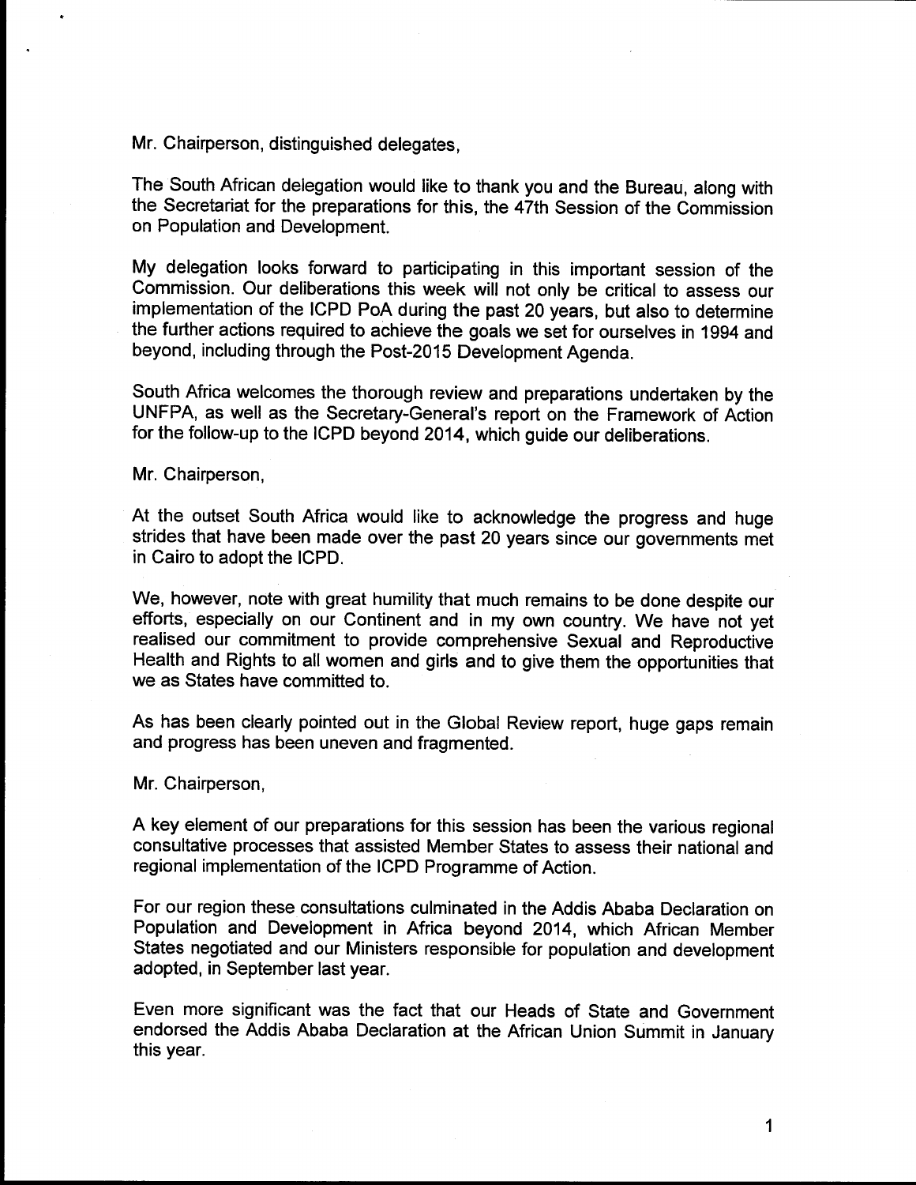Mr. Chairperson, distinguished delegates,

The South African delegation would like to thank you and the Bureau, along with the Secretariat for the preparations for this, the 47th Session of the Commission on Population and Development.

My delegation looks forward to participating in this important session of the Commission. Our deliberations this week will not only be critical to assess our implementation of the ICPD PoA during the past 20 years, but also to determine the further actions required to achieve the goals we set for ourselves in 1994 and beyond, including through the Post-2015 Development Agenda.

South Africa welcomes the thorough review and preparations undertaken by the UNFPA, as well as the Secretary-General's report on the Framework of Action for the follow-up to the ICPD beyond 2014, which guide our deliberations.

Mr. Chairperson,

At the outset South Africa would like to acknowledge the progress and huge strides that have been made over the past 20 years since our governments met in Cairo to adopt the ICPD.

We, however, note with great humility that much remains to be done despite our efforts, especially on our Continent and in my own country. We have not yet realised our commitment to provide comprehensive Sexual and Reproductive Health and Rights to all women and girls and to give them the opportunities that we as States have committed to.

As has been clearly pointed out in the Global Review report, huge gaps remain and progress has been uneven and fragmented.

Mr. Chairperson,

A key element of our preparations for this session has been the various regional consultative processes that assisted Member States to assess their national and regional implementation of the ICPD Programme of Action.

For our region these consultations culminated in the Addis Ababa Declaration on Population and Development in Africa beyond 2014, which African Member States negotiated and our Ministers responsible for population and development adopted, in September last year.

Even more significant was the fact that our Heads of State and Government endorsed the Addis Ababa Declaration at the African Union Summit in January this year.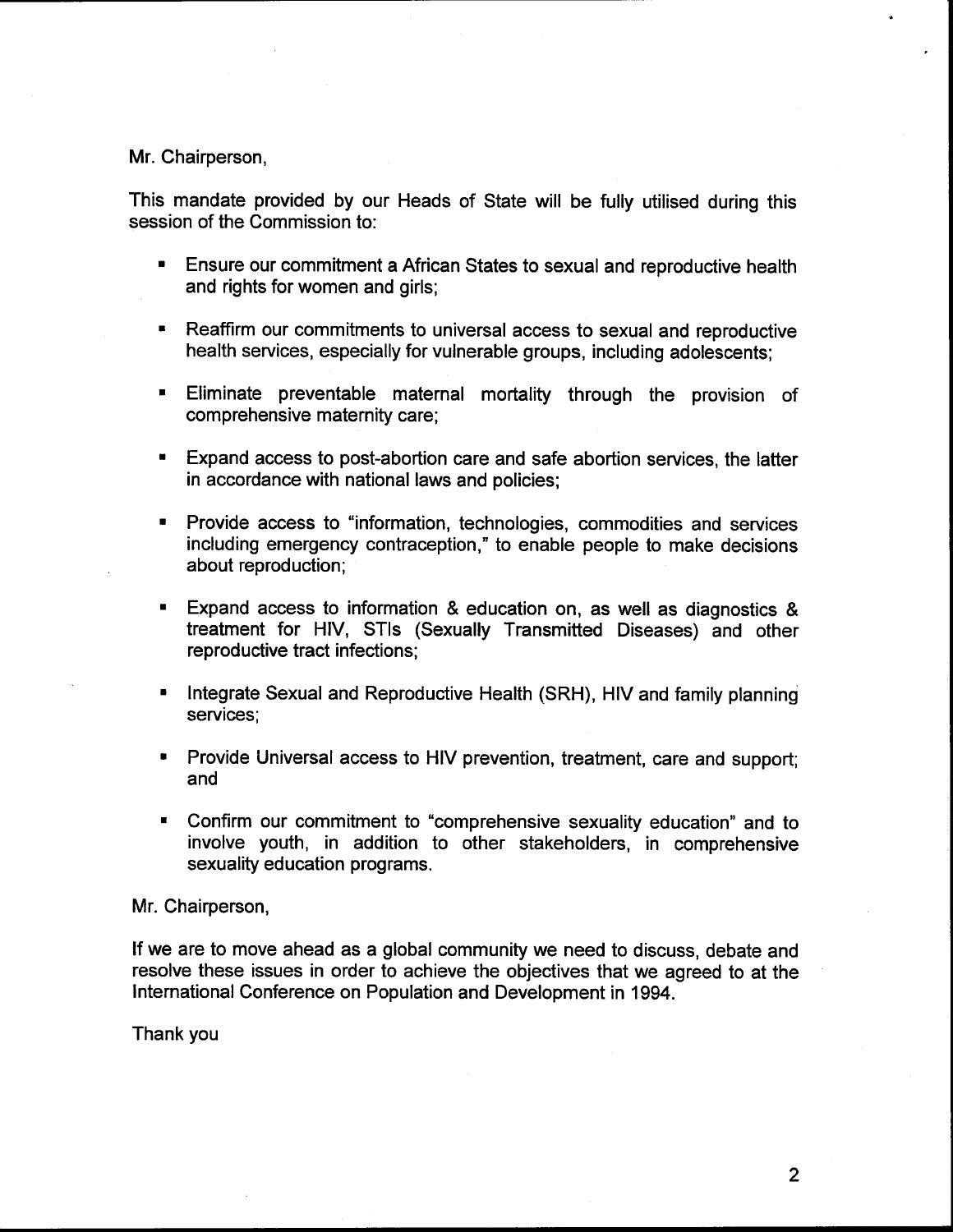Mr. Chairperson,

This mandate provided by our Heads of State will be fully utilised during this session of the Commission to:

- Ensure our commitment a African States to sexual and reproductive health and rights for women and girls;
- Reaffirm our commitments to universal access to sexual and reproductive health services, especially for vulnerable groups, including adolescents;
- Eliminate preventable maternal mortality through the provision of comprehensive maternity care;
- Expand access to post-abortion care and safe abortion services, the latter in accordance with national laws and policies;
- Provide access to "information, technologies, commodities and services including emergency contraception," to enable people to make decisions about reproduction;
- Expand access to information & education on, as well as diagnostics & treatment for HIV, STIs (Sexually Transmitted Diseases) and other reproductive tract infections;
- Integrate Sexual and Reproductive Health (SRH), HIV and family planning services;
- Provide Universal access to HIV prevention, treatment, care and support; and
- Confirm our commitment to "comprehensive sexuality education" and to involve youth, in addition to other stakeholders, in comprehensive sexuality education programs.

Mr. Chairperson,

If we are to move ahead as a global community we need to discuss, debate and resolve these issues in order to achieve the objectives that we agreed to at the International Conference on Population and Development in 1994.

Thank you